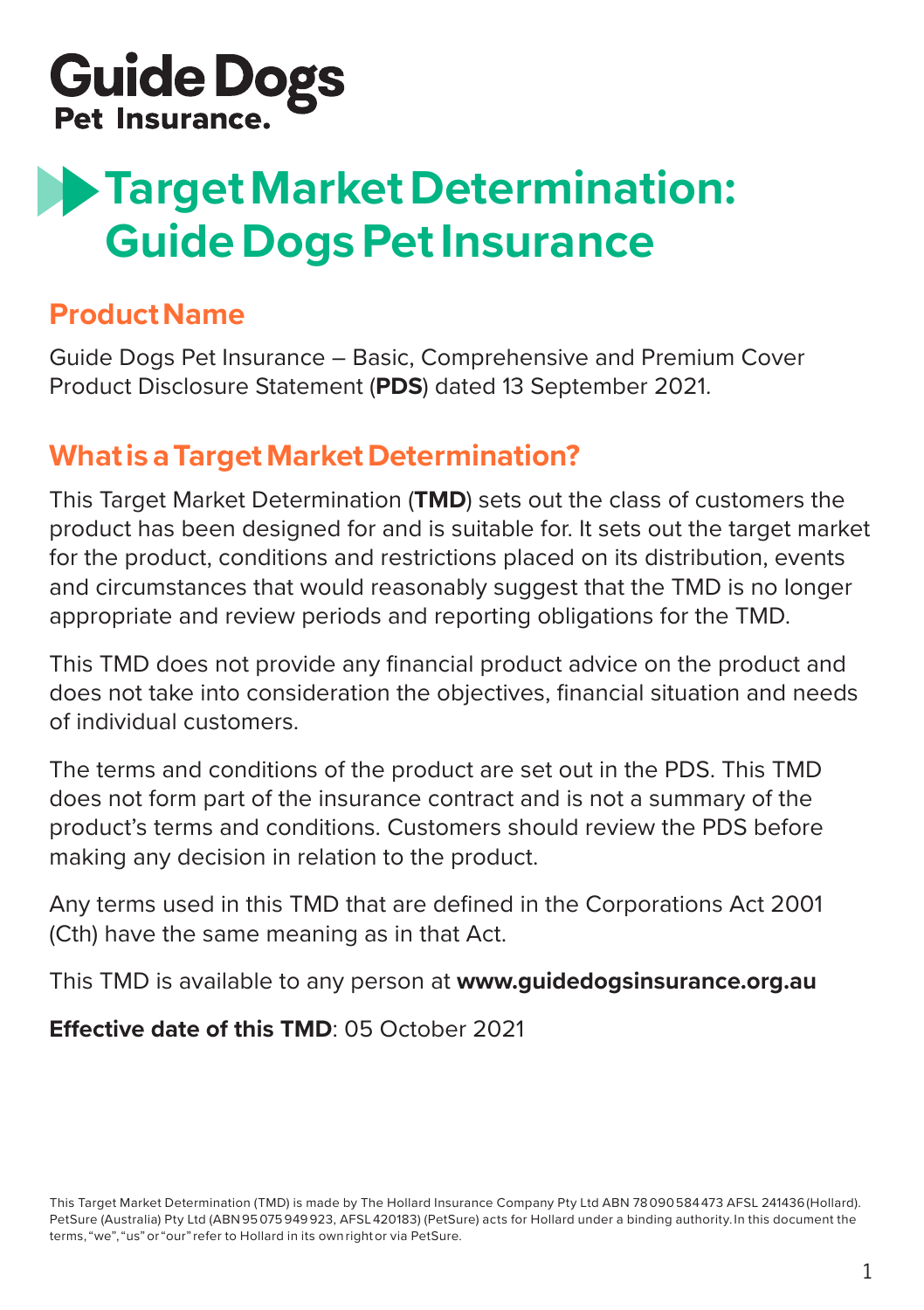Guide Dogs
**Pet Insurance.**

# Target Market Determination: Guide Dogs Pet Insurance

## Product Name

Guide Dogs Pet Insurance – Basic, Comprehensive and Premium Cover Product Disclosure Statement (**PDS**) dated 13 September 2021.

## What is a Target Market Determination?

This Target Market Determination (**TMD**) sets out the class of customers the product has been designed for and is suitable for. It sets out the target market for the product, conditions and restrictions placed on its distribution, events and circumstances that would reasonably suggest that the TMD is no longer appropriate and review periods and reporting obligations for the TMD.

This TMD does not provide any financial product advice on the product and does not take into consideration the objectives, financial situation and needs of individual customers.

The terms and conditions of the product are set out in the PDS. This TMD does not form part of the insurance contract and is not a summary of the product's terms and conditions. Customers should review the PDS before making any decision in relation to the product.

Any terms used in this TMD that are defined in the Corporations Act 2001 (Cth) have the same meaning as in that Act.

This TMD is available to any person at **www.guidedogsinsurance.org.au**

**Effective date of this TMD**: 05 October 2021

This Target Market Determination (TMD) is made by The Hollard Insurance Company Pty Ltd ABN 78 090 584 473 AFSL 241436 (Hollard). PetSure (Australia) Pty Ltd (ABN 95 075 949 923, AFSL 420183) (PetSure) acts for Hollard under a binding authority. In this document the terms, "we", "us" or "our" refer to Hollard in its own right or via PetSure.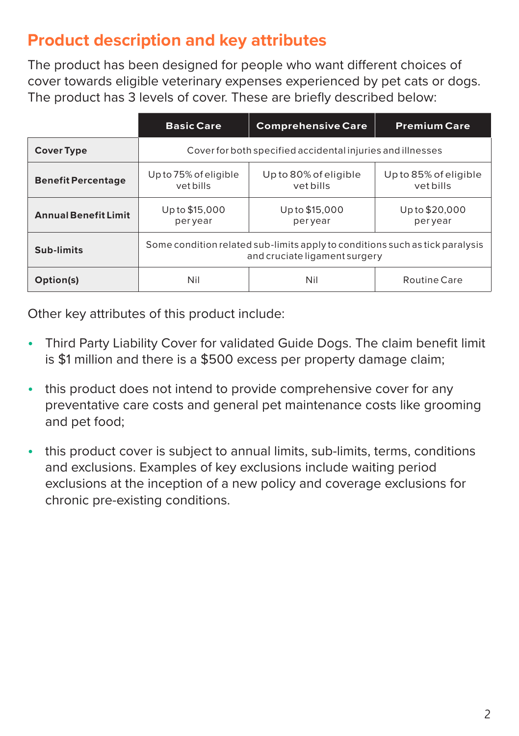## Product description and key attributes

The product has been designed for people who want different choices of cover towards eligible veterinary expenses experienced by pet cats or dogs. The product has 3 levels of cover. These are briefly described below:

| | Basic Care | Comprehensive Care | Premium Care |
|---|---|---|---|
| **Cover Type** | Cover for both specified accidental injuries and illnesses | | |
| **Benefit Percentage** | Up to 75% of eligible vet bills | Up to 80% of eligible vet bills | Up to 85% of eligible vet bills |
| **Annual Benefit Limit** | Up to $15,000 per year | Up to $15,000 per year | Up to $20,000 per year |
| **Sub-limits** | Some condition related sub-limits apply to conditions such as tick paralysis and cruciate ligament surgery | | |
| **Option(s)** | Nil | Nil | Routine Care |

Other key attributes of this product include:

- Third Party Liability Cover for validated Guide Dogs. The claim benefit limit is $1 million and there is a $500 excess per property damage claim;
- this product does not intend to provide comprehensive cover for any preventative care costs and general pet maintenance costs like grooming and pet food;
- this product cover is subject to annual limits, sub-limits, terms, conditions and exclusions. Examples of key exclusions include waiting period exclusions at the inception of a new policy and coverage exclusions for chronic pre-existing conditions.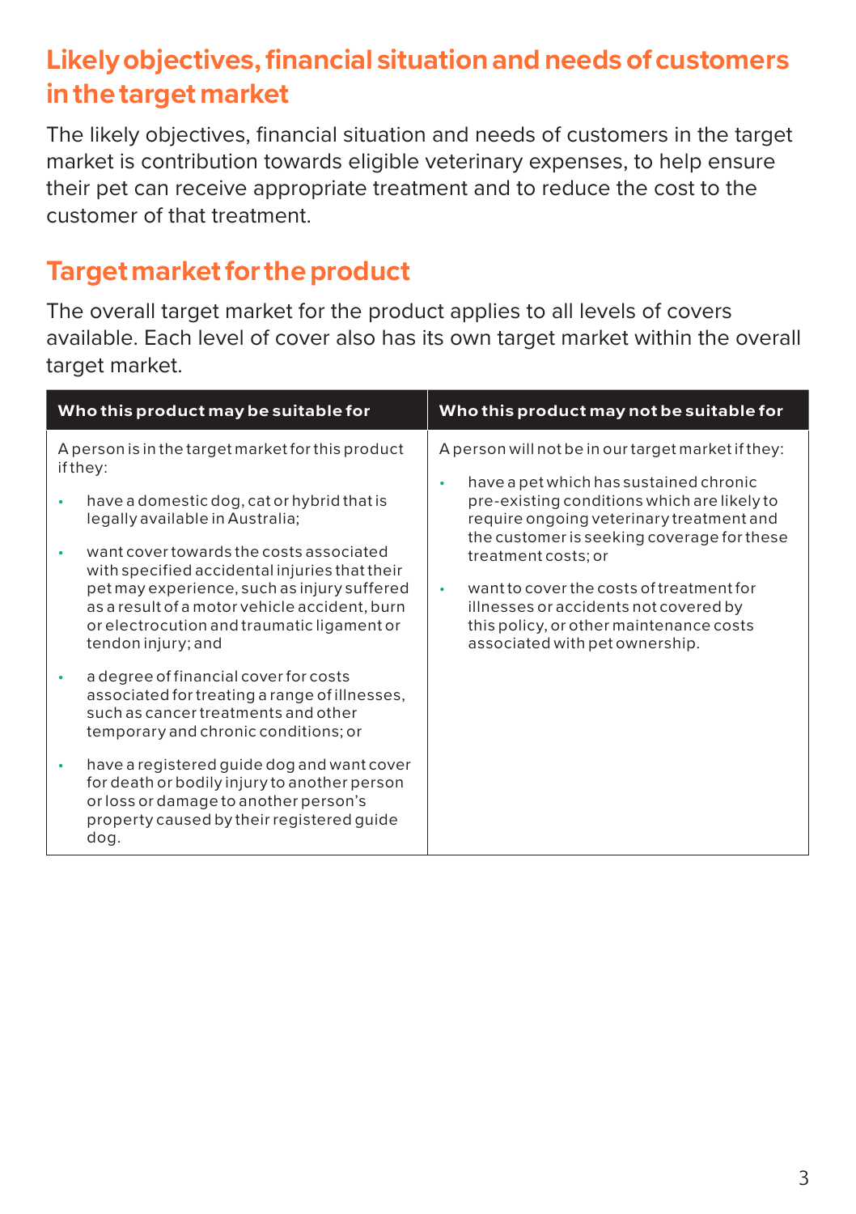## Likely objectives, financial situation and needs of customers in the target market

The likely objectives, financial situation and needs of customers in the target market is contribution towards eligible veterinary expenses, to help ensure their pet can receive appropriate treatment and to reduce the cost to the customer of that treatment.

## Target market for the product

The overall target market for the product applies to all levels of covers available. Each level of cover also has its own target market within the overall target market.

| Who this product may be suitable for | Who this product may not be suitable for |
|---|---|
| A person is in the target market for this product if they:<br><br>• have a domestic dog, cat or hybrid that is legally available in Australia;<br><br>• want cover towards the costs associated with specified accidental injuries that their pet may experience, such as injury suffered as a result of a motor vehicle accident, burn or electrocution and traumatic ligament or tendon injury; and<br><br>• a degree of financial cover for costs associated for treating a range of illnesses, such as cancer treatments and other temporary and chronic conditions; or<br><br>• have a registered guide dog and want cover for death or bodily injury to another person or loss or damage to another person's property caused by their registered guide dog. | A person will not be in our target market if they:<br><br>• have a pet which has sustained chronic pre-existing conditions which are likely to require ongoing veterinary treatment and the customer is seeking coverage for these treatment costs; or<br><br>• want to cover the costs of treatment for illnesses or accidents not covered by this policy, or other maintenance costs associated with pet ownership. |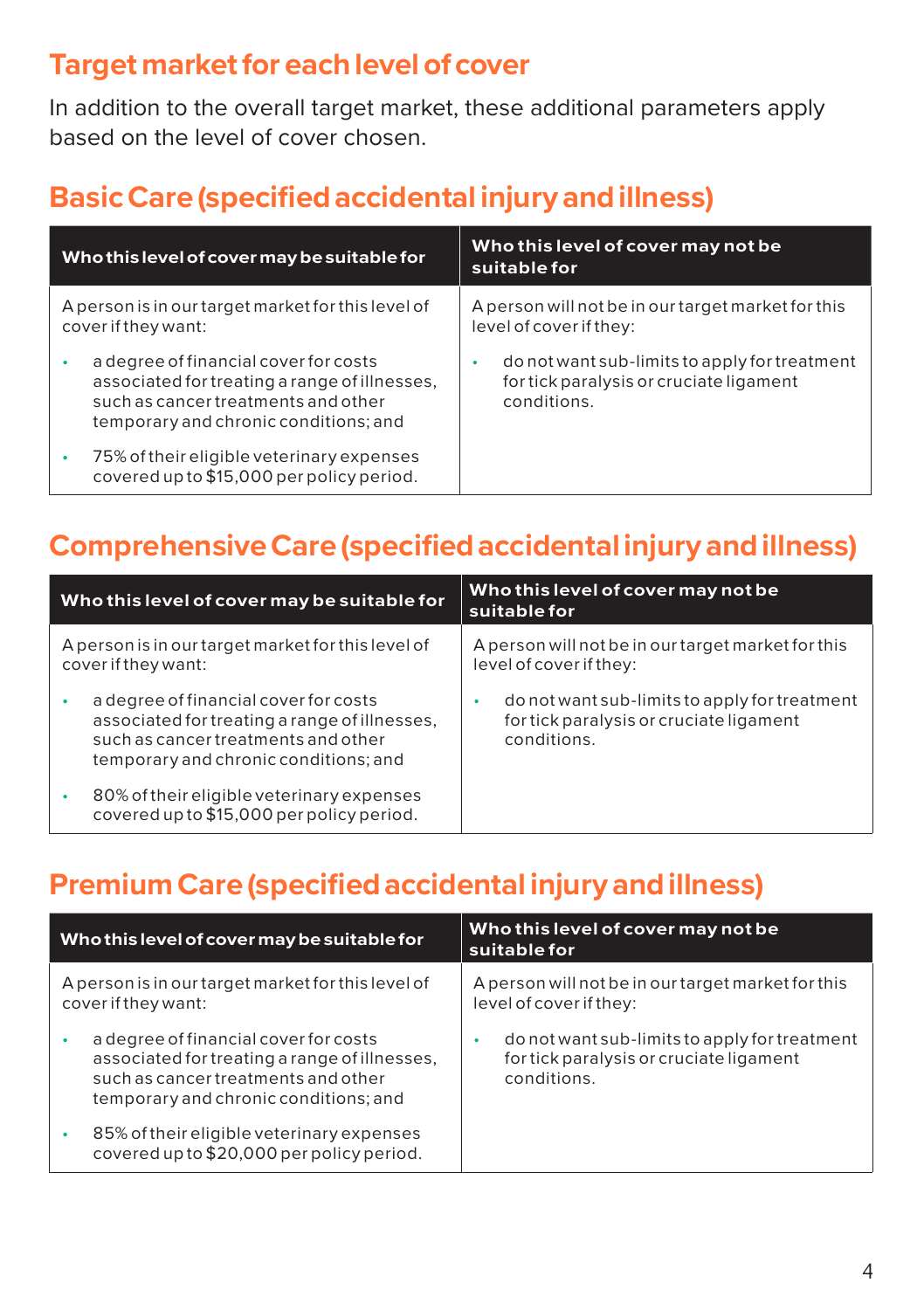## Target market for each level of cover

In addition to the overall target market, these additional parameters apply based on the level of cover chosen.

### Basic Care (specified accidental injury and illness)

| Who this level of cover may be suitable for | Who this level of cover may not be suitable for |
|---|---|
| A person is in our target market for this level of cover if they want:<br>• a degree of financial cover for costs associated for treating a range of illnesses, such as cancer treatments and other temporary and chronic conditions; and<br>• 75% of their eligible veterinary expenses covered up to $15,000 per policy period. | A person will not be in our target market for this level of cover if they:<br>• do not want sub-limits to apply for treatment for tick paralysis or cruciate ligament conditions. |

### Comprehensive Care (specified accidental injury and illness)

| Who this level of cover may be suitable for | Who this level of cover may not be suitable for |
|---|---|
| A person is in our target market for this level of cover if they want:<br>• a degree of financial cover for costs associated for treating a range of illnesses, such as cancer treatments and other temporary and chronic conditions; and<br>• 80% of their eligible veterinary expenses covered up to $15,000 per policy period. | A person will not be in our target market for this level of cover if they:<br>• do not want sub-limits to apply for treatment for tick paralysis or cruciate ligament conditions. |

### Premium Care (specified accidental injury and illness)

| Who this level of cover may be suitable for | Who this level of cover may not be suitable for |
|---|---|
| A person is in our target market for this level of cover if they want:<br>• a degree of financial cover for costs associated for treating a range of illnesses, such as cancer treatments and other temporary and chronic conditions; and<br>• 85% of their eligible veterinary expenses covered up to $20,000 per policy period. | A person will not be in our target market for this level of cover if they:<br>• do not want sub-limits to apply for treatment for tick paralysis or cruciate ligament conditions. |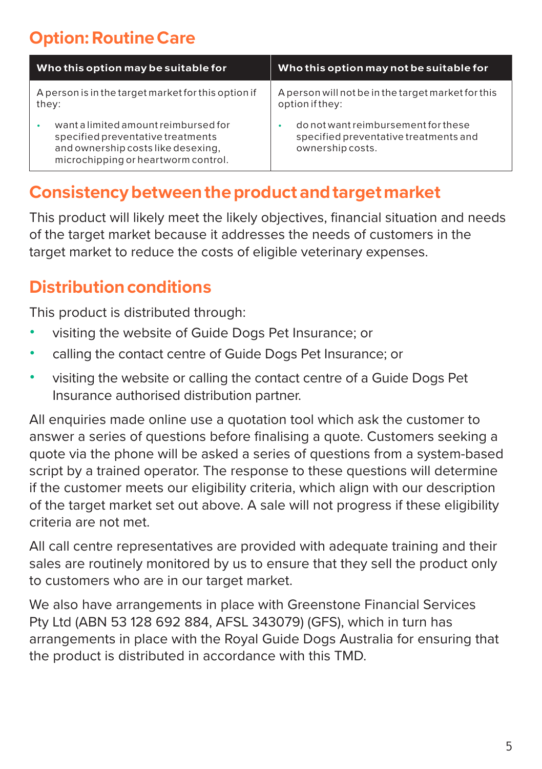## Option: Routine Care

| Who this option may be suitable for | Who this option may not be suitable for |
|---|---|
| A person is in the target market for this option if they:<br>• want a limited amount reimbursed for specified preventative treatments and ownership costs like desexing, microchipping or heartworm control. | A person will not be in the target market for this option if they:<br>• do not want reimbursement for these specified preventative treatments and ownership costs. |

## Consistency between the product and target market

This product will likely meet the likely objectives, financial situation and needs of the target market because it addresses the needs of customers in the target market to reduce the costs of eligible veterinary expenses.

## Distribution conditions

This product is distributed through:

- visiting the website of Guide Dogs Pet Insurance; or
- calling the contact centre of Guide Dogs Pet Insurance; or
- visiting the website or calling the contact centre of a Guide Dogs Pet Insurance authorised distribution partner.

All enquiries made online use a quotation tool which ask the customer to answer a series of questions before finalising a quote. Customers seeking a quote via the phone will be asked a series of questions from a system-based script by a trained operator. The response to these questions will determine if the customer meets our eligibility criteria, which align with our description of the target market set out above. A sale will not progress if these eligibility criteria are not met.

All call centre representatives are provided with adequate training and their sales are routinely monitored by us to ensure that they sell the product only to customers who are in our target market.

We also have arrangements in place with Greenstone Financial Services Pty Ltd (ABN 53 128 692 884, AFSL 343079) (GFS), which in turn has arrangements in place with the Royal Guide Dogs Australia for ensuring that the product is distributed in accordance with this TMD.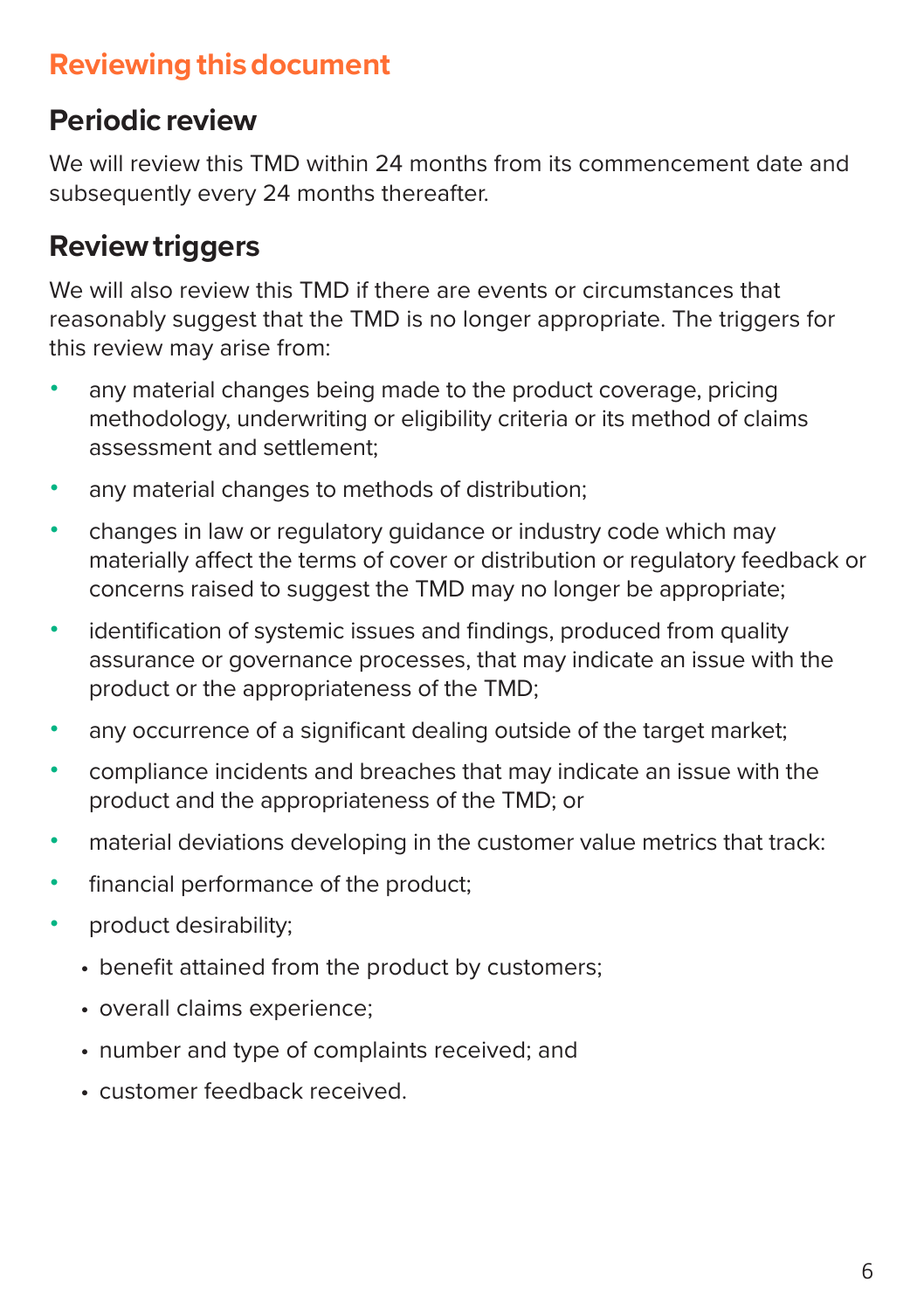## Reviewing this document

### Periodic review

We will review this TMD within 24 months from its commencement date and subsequently every 24 months thereafter.

### Review triggers

We will also review this TMD if there are events or circumstances that reasonably suggest that the TMD is no longer appropriate. The triggers for this review may arise from:

- any material changes being made to the product coverage, pricing methodology, underwriting or eligibility criteria or its method of claims assessment and settlement;
- any material changes to methods of distribution;
- changes in law or regulatory guidance or industry code which may materially affect the terms of cover or distribution or regulatory feedback or concerns raised to suggest the TMD may no longer be appropriate;
- identification of systemic issues and findings, produced from quality assurance or governance processes, that may indicate an issue with the product or the appropriateness of the TMD;
- any occurrence of a significant dealing outside of the target market;
- compliance incidents and breaches that may indicate an issue with the product and the appropriateness of the TMD; or
- material deviations developing in the customer value metrics that track:
- financial performance of the product;
- product desirability;
  - benefit attained from the product by customers;
  - overall claims experience;
  - number and type of complaints received; and
  - customer feedback received.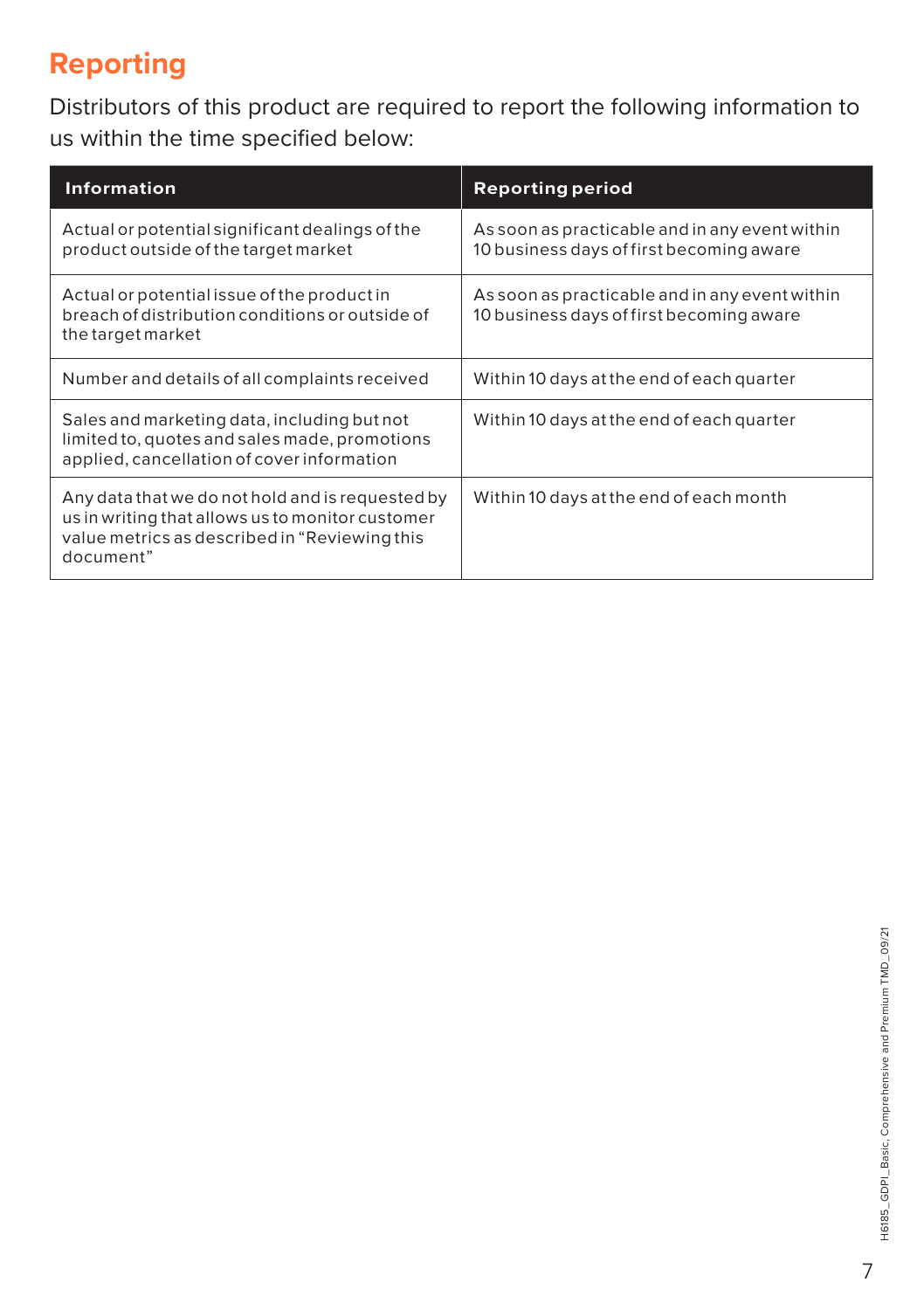## Reporting

Distributors of this product are required to report the following information to us within the time specified below:

| Information | Reporting period |
| --- | --- |
| Actual or potential significant dealings of the product outside of the target market | As soon as practicable and in any event within 10 business days of first becoming aware |
| Actual or potential issue of the product in breach of distribution conditions or outside of the target market | As soon as practicable and in any event within 10 business days of first becoming aware |
| Number and details of all complaints received | Within 10 days at the end of each quarter |
| Sales and marketing data, including but not limited to, quotes and sales made, promotions applied, cancellation of cover information | Within 10 days at the end of each quarter |
| Any data that we do not hold and is requested by us in writing that allows us to monitor customer value metrics as described in "Reviewing this document" | Within 10 days at the end of each month |

H6185_GDPI_Basic, Comprehensive and Premium TMD_09/21